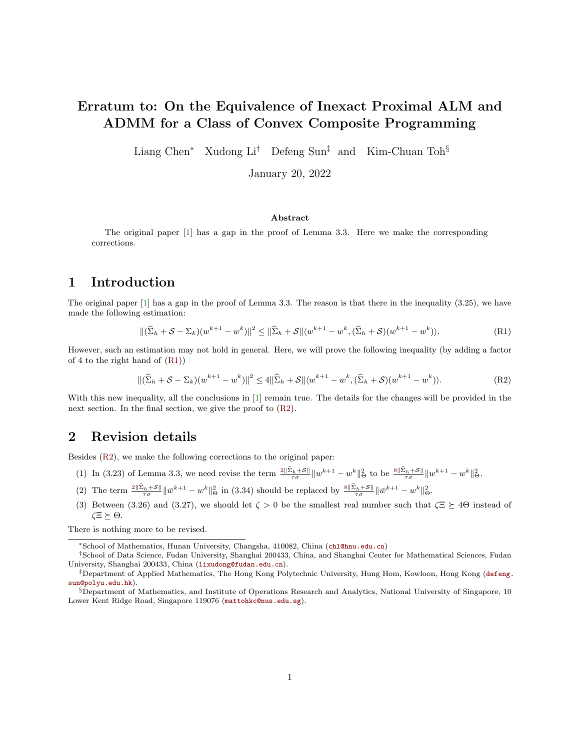# Erratum to: On the Equivalence of Inexact Proximal ALM and ADMM for a Class of Convex Composite Programming

Liang Chen* Xudong Li† Defeng Sun‡ and Kim-Chuan Toh§

January 20, 2022

### Abstract

The original paper [1] has a gap in the proof of Lemma 3.3. Here we make the corresponding corrections.

## 1 Introduction

The original paper [1] has a gap in the proof of Lemma 3.3. The reason is that there in the inequality (3.25), we have made the following estimation:

$$\|(\widehat{\Sigma}_h + \mathcal{S} - \Sigma_k)(w^{k+1} - w^k)\|^2 \leq \|\widehat{\Sigma}_h + \mathcal{S}\| \langle w^{k+1} - w^k, (\widehat{\Sigma}_h + \mathcal{S})(w^{k+1} - w^k)\rangle. \tag{R1}$$

However, such an estimation may not hold in general. Here, we will prove the following inequality (by adding a factor of 4 to the right hand of (R1))

$$\|(\widehat{\Sigma}_h + \mathcal{S} - \Sigma_k)(w^{k+1} - w^k)\|^2 \leq 4\|\widehat{\Sigma}_h + \mathcal{S}\| \langle w^{k+1} - w^k, (\widehat{\Sigma}_h + \mathcal{S})(w^{k+1} - w^k)\rangle. \tag{R2}$$

With this new inequality, all the conclusions in [1] remain true. The details for the changes will be provided in the next section. In the final section, we give the proof to (R2).

## 2 Revision details

Besides (R2), we make the following corrections to the original paper:

(1) In (3.23) of Lemma 3.3, we need revise the term $\frac{2\|\widehat{\Sigma}_h+\mathcal{S}\|}{\tau\sigma}\|w^{k+1} - w^k\|^2_{\Theta}$ to be $\frac{8\|\widehat{\Sigma}_h+\mathcal{S}\|}{\tau\sigma}\|w^{k+1} - w^k\|^2_{\Theta}$.

(2) The term $\frac{2\|\widehat{\Sigma}_h+\mathcal{S}\|}{\tau\sigma}\|\bar{w}^{k+1} - w^k\|^2_{\Theta}$ in (3.34) should be replaced by $\frac{8\|\widehat{\Sigma}_h+\mathcal{S}\|}{\tau\sigma}\|\bar{w}^{k+1} - w^k\|^2_{\Theta}$.

(3) Between (3.26) and (3.27), we should let $\zeta > 0$ be the smallest real number such that $\zeta\Xi \succeq 4\Theta$ instead of $\zeta\Xi \succeq \Theta$.

There is nothing more to be revised.

---

*School of Mathematics, Hunan University, Changsha, 410082, China (chl@hnu.edu.cn)

†School of Data Science, Fudan University, Shanghai 200433, China, and Shanghai Center for Mathematical Sciences, Fudan University, Shanghai 200433, China (lixudong@fudan.edu.cn).

‡Department of Applied Mathematics, The Hong Kong Polytechnic University, Hung Hom, Kowloon, Hong Kong (defeng.sun@polyu.edu.hk).

§Department of Mathematics, and Institute of Operations Research and Analytics, National University of Singapore, 10 Lower Kent Ridge Road, Singapore 119076 (mattohkc@nus.edu.sg).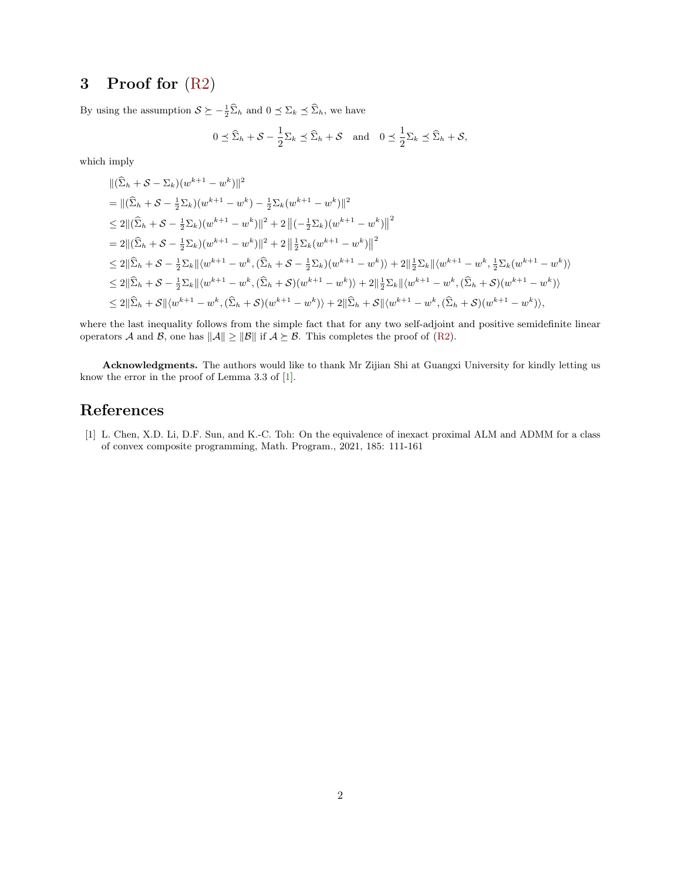# 3 Proof for (R2)

By using the assumption $\mathcal{S} \succeq -\frac{1}{2}\widehat{\Sigma}_h$ and $0 \preceq \Sigma_k \preceq \widehat{\Sigma}_h$, we have

$$
0 \preceq \widehat{\Sigma}_h + \mathcal{S} - \frac{1}{2}\Sigma_k \preceq \widehat{\Sigma}_h + \mathcal{S} \quad \text{and} \quad 0 \preceq \frac{1}{2}\Sigma_k \preceq \widehat{\Sigma}_h + \mathcal{S},
$$

which imply

$$
\begin{aligned}
& \|(\widehat{\Sigma}_h + \mathcal{S} - \Sigma_k)(w^{k+1} - w^k)\|^2 \\
& = \|(\widehat{\Sigma}_h + \mathcal{S} - \tfrac{1}{2}\Sigma_k)(w^{k+1} - w^k) - \tfrac{1}{2}\Sigma_k(w^{k+1} - w^k)\|^2 \\
& \leq 2\|(\widehat{\Sigma}_h + \mathcal{S} - \tfrac{1}{2}\Sigma_k)(w^{k+1} - w^k)\|^2 + 2\left\|(-\tfrac{1}{2}\Sigma_k)(w^{k+1} - w^k)\right\|^2 \\
& = 2\|(\widehat{\Sigma}_h + \mathcal{S} - \tfrac{1}{2}\Sigma_k)(w^{k+1} - w^k)\|^2 + 2\left\|\tfrac{1}{2}\Sigma_k(w^{k+1} - w^k)\right\|^2 \\
& \leq 2\|\widehat{\Sigma}_h + \mathcal{S} - \tfrac{1}{2}\Sigma_k\|\langle w^{k+1} - w^k, (\widehat{\Sigma}_h + \mathcal{S} - \tfrac{1}{2}\Sigma_k)(w^{k+1} - w^k)\rangle + 2\|\tfrac{1}{2}\Sigma_k\|\langle w^{k+1} - w^k, \tfrac{1}{2}\Sigma_k(w^{k+1} - w^k)\rangle \\
& \leq 2\|\widehat{\Sigma}_h + \mathcal{S} - \tfrac{1}{2}\Sigma_k\|\langle w^{k+1} - w^k, (\widehat{\Sigma}_h + \mathcal{S})(w^{k+1} - w^k)\rangle + 2\|\tfrac{1}{2}\Sigma_k\|\langle w^{k+1} - w^k, (\widehat{\Sigma}_h + \mathcal{S})(w^{k+1} - w^k)\rangle \\
& \leq 2\|\widehat{\Sigma}_h + \mathcal{S}\|\langle w^{k+1} - w^k, (\widehat{\Sigma}_h + \mathcal{S})(w^{k+1} - w^k)\rangle + 2\|\widehat{\Sigma}_h + \mathcal{S}\|\langle w^{k+1} - w^k, (\widehat{\Sigma}_h + \mathcal{S})(w^{k+1} - w^k)\rangle,
\end{aligned}
$$

where the last inequality follows from the simple fact that for any two self-adjoint and positive semidefinite linear operators $\mathcal{A}$ and $\mathcal{B}$, one has $\|\mathcal{A}\| \geq \|\mathcal{B}\|$ if $\mathcal{A} \succeq \mathcal{B}$. This completes the proof of (R2).

**Acknowledgments.** The authors would like to thank Mr Zijian Shi at Guangxi University for kindly letting us know the error in the proof of Lemma 3.3 of [1].

# References

[1] L. Chen, X.D. Li, D.F. Sun, and K.-C. Toh: On the equivalence of inexact proximal ALM and ADMM for a class of convex composite programming, Math. Program., 2021, 185: 111-161